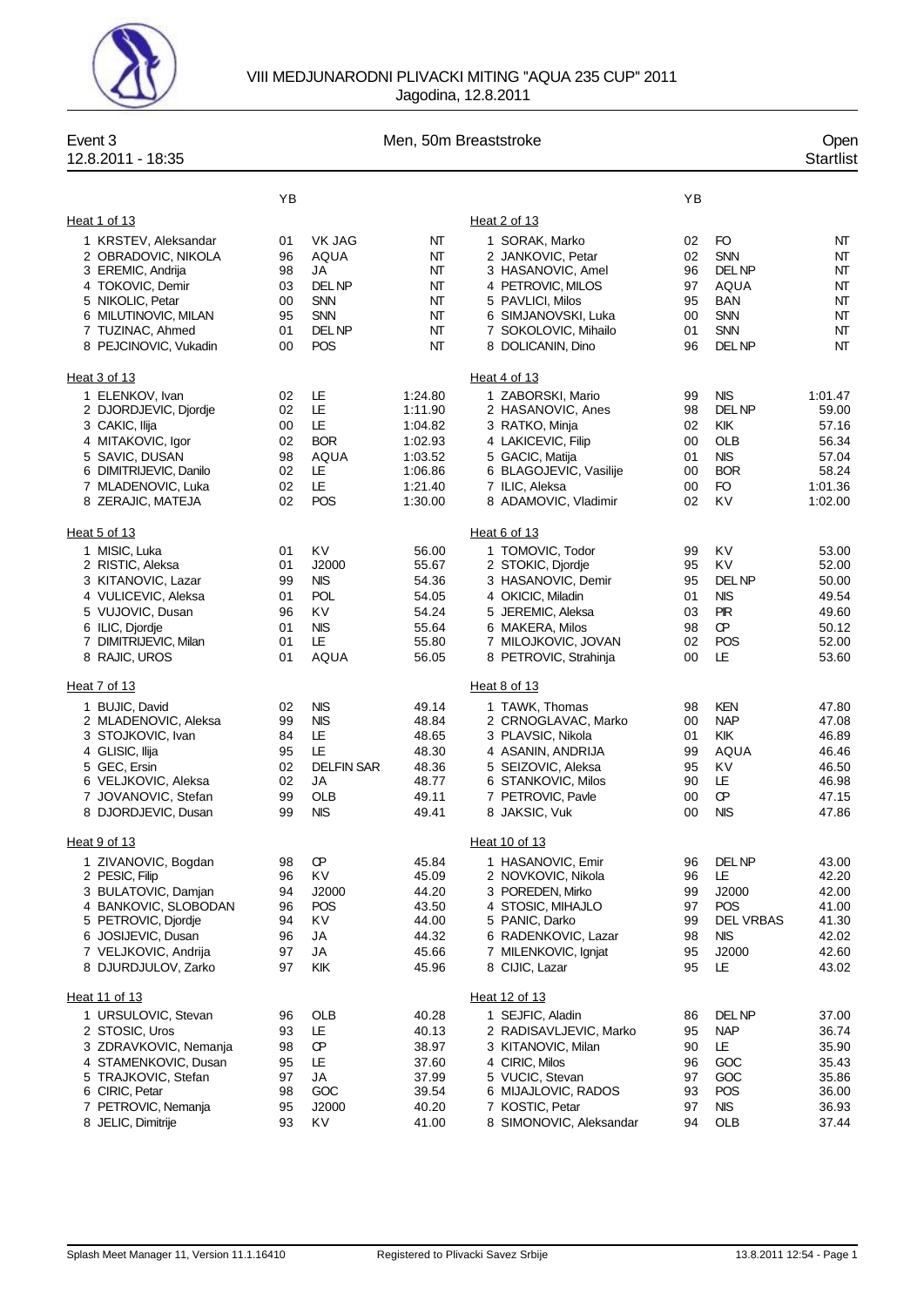# VIII MEDJUNARODNI PLIVACKI MITING "AQUA 235 CUP" 2011

Jagodina, 12.8.2011

## Event 3 — Men, 50m Breaststroke — Open

12.8.2011 - 18:35 — Startlist

### Heat 1 of 13

| | Name | YB | Club | Time |
|---|---|---|---|---|
| 1 | KRSTEV, Aleksandar | 01 | VK JAG | NT |
| 2 | OBRADOVIC, NIKOLA | 96 | AQUA | NT |
| 3 | EREMIC, Andrija | 98 | JA | NT |
| 4 | TOKOVIC, Demir | 03 | DEL NP | NT |
| 5 | NIKOLIC, Petar | 00 | SNN | NT |
| 6 | MILUTINOVIC, MILAN | 95 | SNN | NT |
| 7 | TUZINAC, Ahmed | 01 | DEL NP | NT |
| 8 | PEJCINOVIC, Vukadin | 00 | POS | NT |

### Heat 2 of 13

| | Name | YB | Club | Time |
|---|---|---|---|---|
| 1 | SORAK, Marko | 02 | FO | NT |
| 2 | JANKOVIC, Petar | 02 | SNN | NT |
| 3 | HASANOVIC, Amel | 96 | DEL NP | NT |
| 4 | PETROVIC, MILOS | 97 | AQUA | NT |
| 5 | PAVLICI, Milos | 95 | BAN | NT |
| 6 | SIMJANOVSKI, Luka | 00 | SNN | NT |
| 7 | SOKOLOVIC, Mihailo | 01 | SNN | NT |
| 8 | DOLICANIN, Dino | 96 | DEL NP | NT |

### Heat 3 of 13

| | Name | YB | Club | Time |
|---|---|---|---|---|
| 1 | ELENKOV, Ivan | 02 | LE | 1:24.80 |
| 2 | DJORDJEVIC, Djordje | 02 | LE | 1:11.90 |
| 3 | CAKIC, Ilija | 00 | LE | 1:04.82 |
| 4 | MITAKOVIC, Igor | 02 | BOR | 1:02.93 |
| 5 | SAVIC, DUSAN | 98 | AQUA | 1:03.52 |
| 6 | DIMITRIJEVIC, Danilo | 02 | LE | 1:06.86 |
| 7 | MLADENOVIC, Luka | 02 | LE | 1:21.40 |
| 8 | ZERAJIC, MATEJA | 02 | POS | 1:30.00 |

### Heat 4 of 13

| | Name | YB | Club | Time |
|---|---|---|---|---|
| 1 | ZABORSKI, Mario | 99 | NIS | 1:01.47 |
| 2 | HASANOVIC, Anes | 98 | DEL NP | 59.00 |
| 3 | RATKO, Minja | 02 | KIK | 57.16 |
| 4 | LAKICEVIC, Filip | 00 | OLB | 56.34 |
| 5 | GACIC, Matija | 01 | NIS | 57.04 |
| 6 | BLAGOJEVIC, Vasilije | 00 | BOR | 58.24 |
| 7 | ILIC, Aleksa | 00 | FO | 1:01.36 |
| 8 | ADAMOVIC, Vladimir | 02 | KV | 1:02.00 |

### Heat 5 of 13

| | Name | YB | Club | Time |
|---|---|---|---|---|
| 1 | MISIC, Luka | 01 | KV | 56.00 |
| 2 | RISTIC, Aleksa | 01 | J2000 | 55.67 |
| 3 | KITANOVIC, Lazar | 99 | NIS | 54.36 |
| 4 | VULICEVIC, Aleksa | 01 | POL | 54.05 |
| 5 | VUJOVIC, Dusan | 96 | KV | 54.24 |
| 6 | ILIC, Djordje | 01 | NIS | 55.64 |
| 7 | DIMITRIJEVIC, Milan | 01 | LE | 55.80 |
| 8 | RAJIC, UROS | 01 | AQUA | 56.05 |

### Heat 6 of 13

| | Name | YB | Club | Time |
|---|---|---|---|---|
| 1 | TOMOVIC, Todor | 99 | KV | 53.00 |
| 2 | STOKIC, Djordje | 95 | KV | 52.00 |
| 3 | HASANOVIC, Demir | 95 | DEL NP | 50.00 |
| 4 | OKICIC, Miladin | 01 | NIS | 49.54 |
| 5 | JEREMIC, Aleksa | 03 | PIR | 49.60 |
| 6 | MAKERA, Milos | 98 | CP | 50.12 |
| 7 | MILOJKOVIC, JOVAN | 02 | POS | 52.00 |
| 8 | PETROVIC, Strahinja | 00 | LE | 53.60 |

### Heat 7 of 13

| | Name | YB | Club | Time |
|---|---|---|---|---|
| 1 | BUJIC, David | 02 | NIS | 49.14 |
| 2 | MLADENOVIC, Aleksa | 99 | NIS | 48.84 |
| 3 | STOJKOVIC, Ivan | 84 | LE | 48.65 |
| 4 | GLISIC, Ilija | 95 | LE | 48.30 |
| 5 | GEC, Ersin | 02 | DELFIN SAR | 48.36 |
| 6 | VELJKOVIC, Aleksa | 02 | JA | 48.77 |
| 7 | JOVANOVIC, Stefan | 99 | OLB | 49.11 |
| 8 | DJORDJEVIC, Dusan | 99 | NIS | 49.41 |

### Heat 8 of 13

| | Name | YB | Club | Time |
|---|---|---|---|---|
| 1 | TAWK, Thomas | 98 | KEN | 47.80 |
| 2 | CRNOGLAVAC, Marko | 00 | NAP | 47.08 |
| 3 | PLAVSIC, Nikola | 01 | KIK | 46.89 |
| 4 | ASANIN, ANDRIJA | 99 | AQUA | 46.46 |
| 5 | SEIZOVIC, Aleksa | 95 | KV | 46.50 |
| 6 | STANKOVIC, Milos | 90 | LE | 46.98 |
| 7 | PETROVIC, Pavle | 00 | CP | 47.15 |
| 8 | JAKSIC, Vuk | 00 | NIS | 47.86 |

### Heat 9 of 13

| | Name | YB | Club | Time |
|---|---|---|---|---|
| 1 | ZIVANOVIC, Bogdan | 98 | CP | 45.84 |
| 2 | PESIC, Filip | 96 | KV | 45.09 |
| 3 | BULATOVIC, Damjan | 94 | J2000 | 44.20 |
| 4 | BANKOVIC, SLOBODAN | 96 | POS | 43.50 |
| 5 | PETROVIC, Djordje | 94 | KV | 44.00 |
| 6 | JOSIJEVIC, Dusan | 96 | JA | 44.32 |
| 7 | VELJKOVIC, Andrija | 97 | JA | 45.66 |
| 8 | DJURDJULOV, Zarko | 97 | KIK | 45.96 |

### Heat 10 of 13

| | Name | YB | Club | Time |
|---|---|---|---|---|
| 1 | HASANOVIC, Emir | 96 | DEL NP | 43.00 |
| 2 | NOVKOVIC, Nikola | 96 | LE | 42.20 |
| 3 | POREDEN, Mirko | 99 | J2000 | 42.00 |
| 4 | STOSIC, MIHAJLO | 97 | POS | 41.00 |
| 5 | PANIC, Darko | 99 | DEL VRBAS | 41.30 |
| 6 | RADENKOVIC, Lazar | 98 | NIS | 42.02 |
| 7 | MILENKOVIC, Ignjat | 95 | J2000 | 42.60 |
| 8 | CIJIC, Lazar | 95 | LE | 43.02 |

### Heat 11 of 13

| | Name | YB | Club | Time |
|---|---|---|---|---|
| 1 | URSULOVIC, Stevan | 96 | OLB | 40.28 |
| 2 | STOSIC, Uros | 93 | LE | 40.13 |
| 3 | ZDRAVKOVIC, Nemanja | 98 | CP | 38.97 |
| 4 | STAMENKOVIC, Dusan | 95 | LE | 37.60 |
| 5 | TRAJKOVIC, Stefan | 97 | JA | 37.99 |
| 6 | CIRIC, Petar | 98 | GOC | 39.54 |
| 7 | PETROVIC, Nemanja | 95 | J2000 | 40.20 |
| 8 | JELIC, Dimitrije | 93 | KV | 41.00 |

### Heat 12 of 13

| | Name | YB | Club | Time |
|---|---|---|---|---|
| 1 | SEJFIC, Aladin | 86 | DEL NP | 37.00 |
| 2 | RADISAVLJEVIC, Marko | 95 | NAP | 36.74 |
| 3 | KITANOVIC, Milan | 90 | LE | 35.90 |
| 4 | CIRIC, Milos | 96 | GOC | 35.43 |
| 5 | VUCIC, Stevan | 97 | GOC | 35.86 |
| 6 | MIJAJLOVIC, RADOS | 93 | POS | 36.00 |
| 7 | KOSTIC, Petar | 97 | NIS | 36.93 |
| 8 | SIMONOVIC, Aleksandar | 94 | OLB | 37.44 |

Splash Meet Manager 11, Version 11.1.16410 — Registered to Plivacki Savez Srbije — 13.8.2011 12:54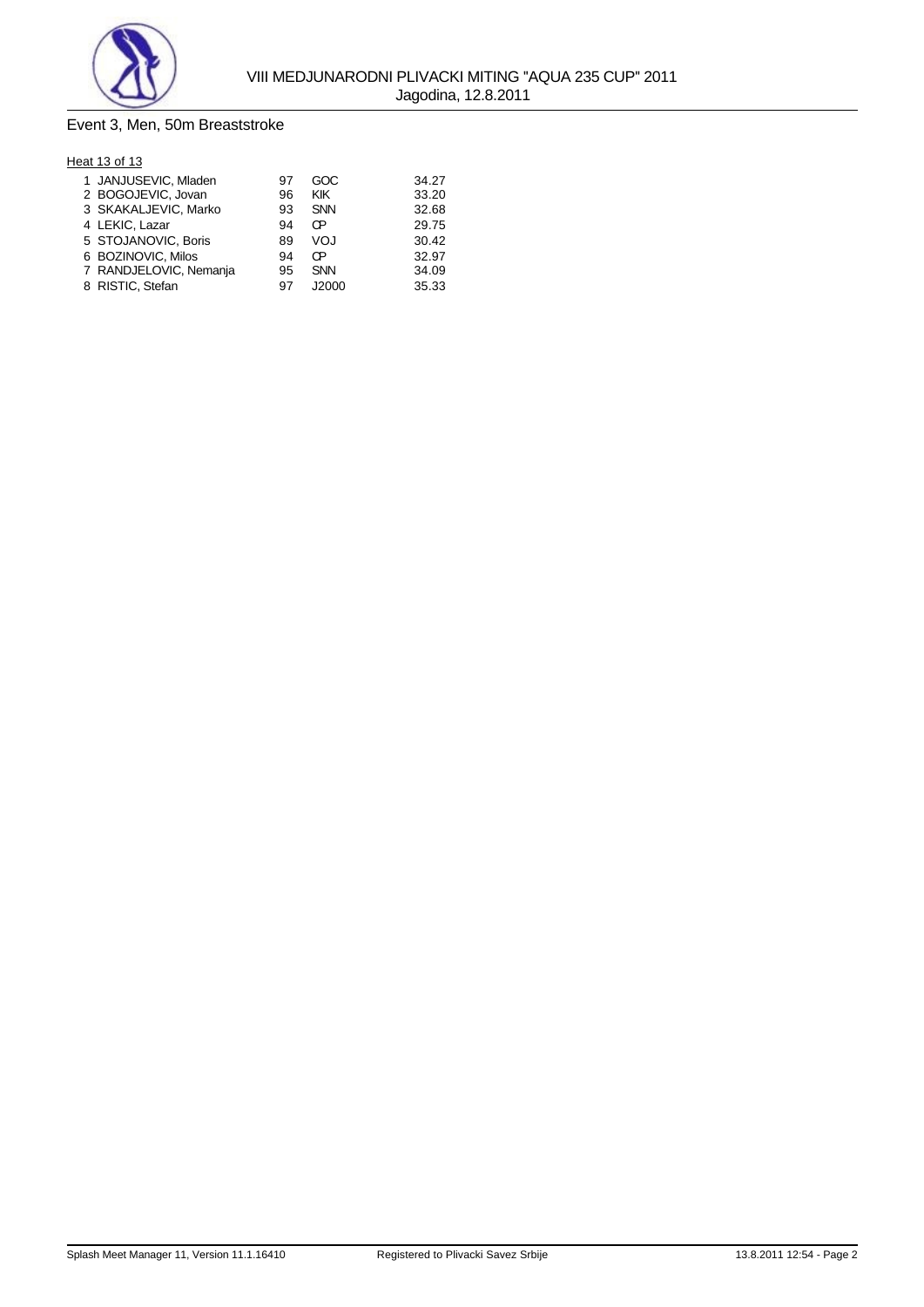VIII MEDJUNARODNI PLIVACKI MITING "AQUA 235 CUP" 2011
Jagodina, 12.8.2011

## Event 3, Men, 50m Breaststroke

Heat 13 of 13

| | | | | |
|---|---|---|---|---|
| 1 | JANJUSEVIC, Mladen | 97 | GOC | 34.27 |
| 2 | BOGOJEVIC, Jovan | 96 | KIK | 33.20 |
| 3 | SKAKALJEVIC, Marko | 93 | SNN | 32.68 |
| 4 | LEKIC, Lazar | 94 | CP | 29.75 |
| 5 | STOJANOVIC, Boris | 89 | VOJ | 30.42 |
| 6 | BOZINOVIC, Milos | 94 | CP | 32.97 |
| 7 | RANDJELOVIC, Nemanja | 95 | SNN | 34.09 |
| 8 | RISTIC, Stefan | 97 | J2000 | 35.33 |